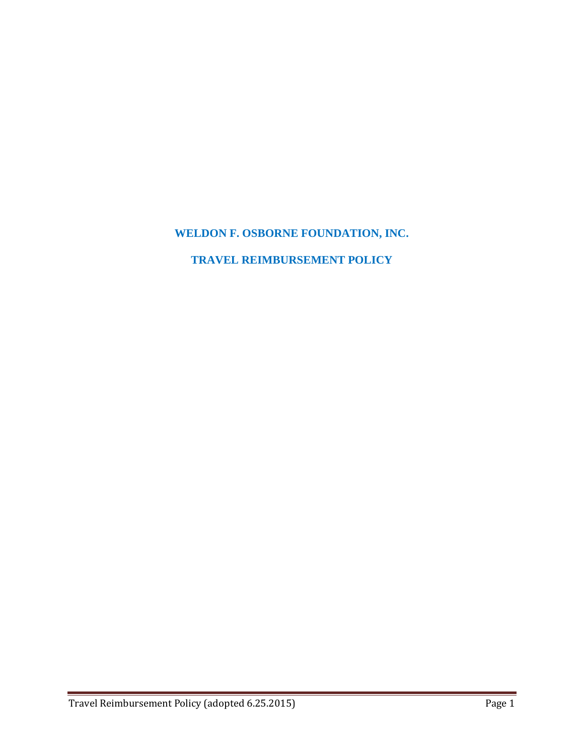# WELDON F. OSBORNE FOUNDATION, INC.

## TRAVEL REIMBURSEMENT POLICY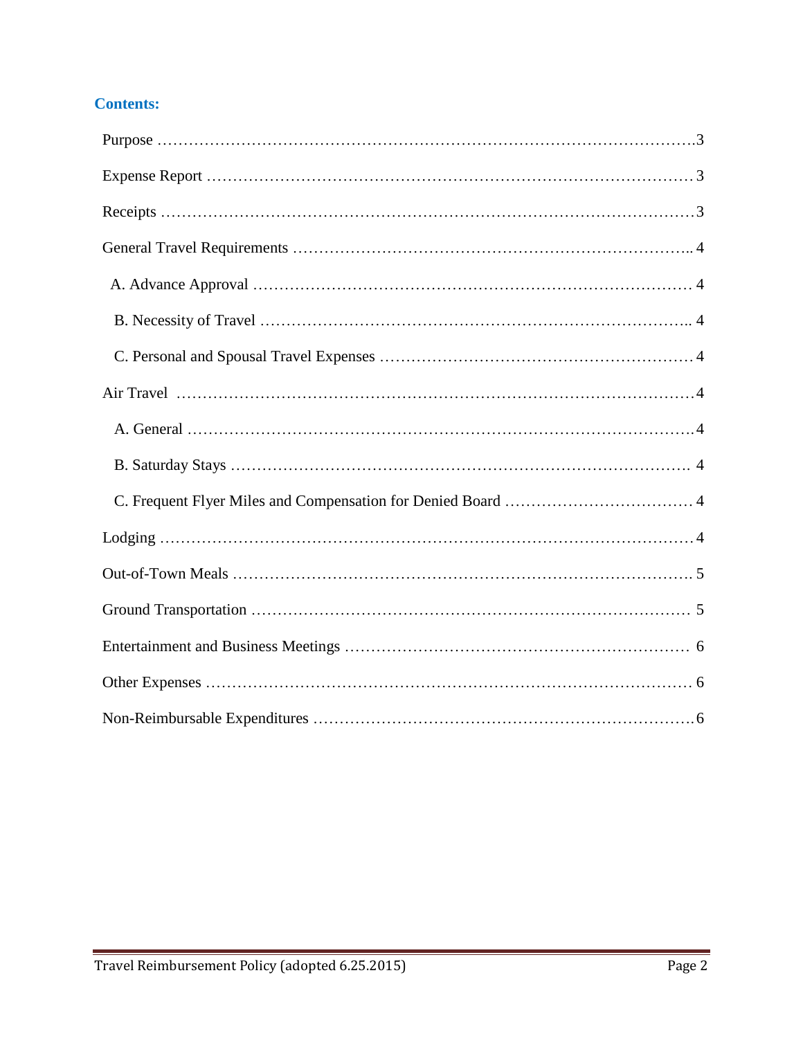## Contents:

Purpose …………………………………………………………………………………………3

Expense Report ………………………………………………………………………………3

Receipts ………………………………………………………………………………………3

General Travel Requirements ………………………………………………………………4

- A. Advance Approval ………………………………………………………………… 4
- B. Necessity of Travel ………………………………………………………………… 4
- C. Personal and Spousal Travel Expenses …………………………………………… 4

Air Travel ……………………………………………………………………………………4

- A. General ……………………………………………………………………………4
- B. Saturday Stays ……………………………………………………………………… 4
- C. Frequent Flyer Miles and Compensation for Denied Board ……………………… 4

Lodging ………………………………………………………………………………………4

Out-of-Town Meals …………………………………………………………………………… 5

Ground Transportation ……………………………………………………………………… 5

Entertainment and Business Meetings ……………………………………………………… 6

Other Expenses ……………………………………………………………………………… 6

Non-Reimbursable Expenditures ……………………………………………………………6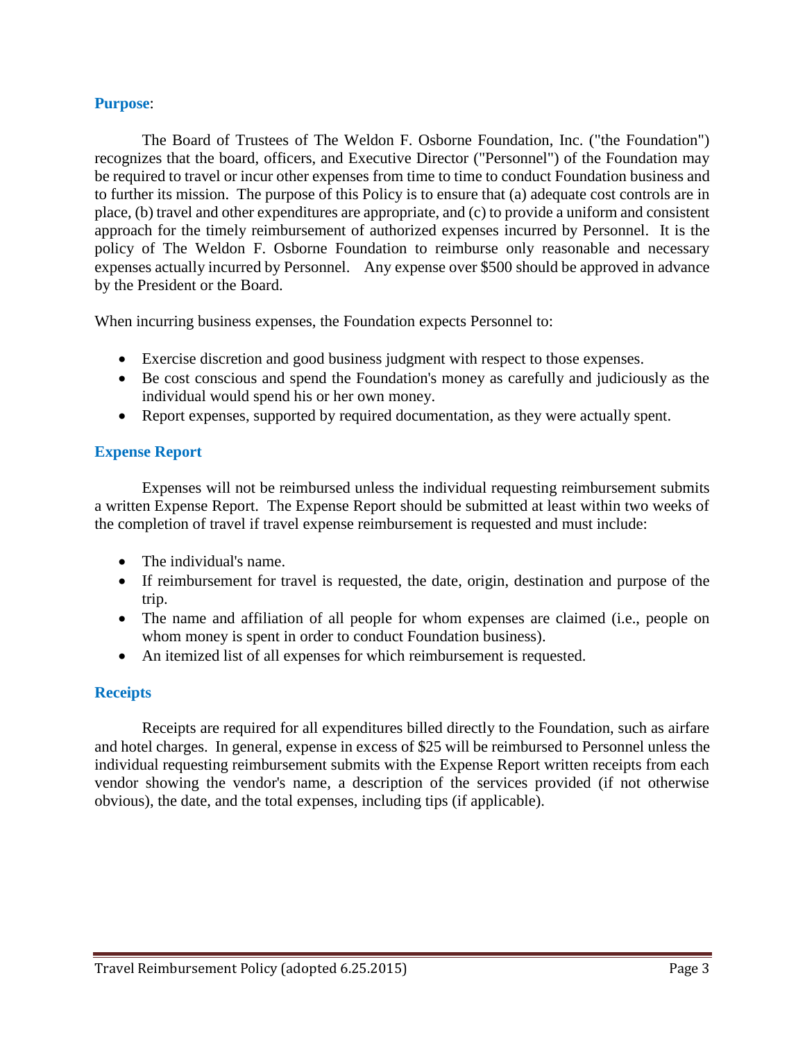## Purpose:

The Board of Trustees of The Weldon F. Osborne Foundation, Inc. ("the Foundation") recognizes that the board, officers, and Executive Director ("Personnel") of the Foundation may be required to travel or incur other expenses from time to time to conduct Foundation business and to further its mission. The purpose of this Policy is to ensure that (a) adequate cost controls are in place, (b) travel and other expenditures are appropriate, and (c) to provide a uniform and consistent approach for the timely reimbursement of authorized expenses incurred by Personnel. It is the policy of The Weldon F. Osborne Foundation to reimburse only reasonable and necessary expenses actually incurred by Personnel. Any expense over $500 should be approved in advance by the President or the Board.

When incurring business expenses, the Foundation expects Personnel to:

- Exercise discretion and good business judgment with respect to those expenses.
- Be cost conscious and spend the Foundation's money as carefully and judiciously as the individual would spend his or her own money.
- Report expenses, supported by required documentation, as they were actually spent.

## Expense Report

Expenses will not be reimbursed unless the individual requesting reimbursement submits a written Expense Report. The Expense Report should be submitted at least within two weeks of the completion of travel if travel expense reimbursement is requested and must include:

- The individual's name.
- If reimbursement for travel is requested, the date, origin, destination and purpose of the trip.
- The name and affiliation of all people for whom expenses are claimed (i.e., people on whom money is spent in order to conduct Foundation business).
- An itemized list of all expenses for which reimbursement is requested.

## Receipts

Receipts are required for all expenditures billed directly to the Foundation, such as airfare and hotel charges. In general, expense in excess of $25 will be reimbursed to Personnel unless the individual requesting reimbursement submits with the Expense Report written receipts from each vendor showing the vendor's name, a description of the services provided (if not otherwise obvious), the date, and the total expenses, including tips (if applicable).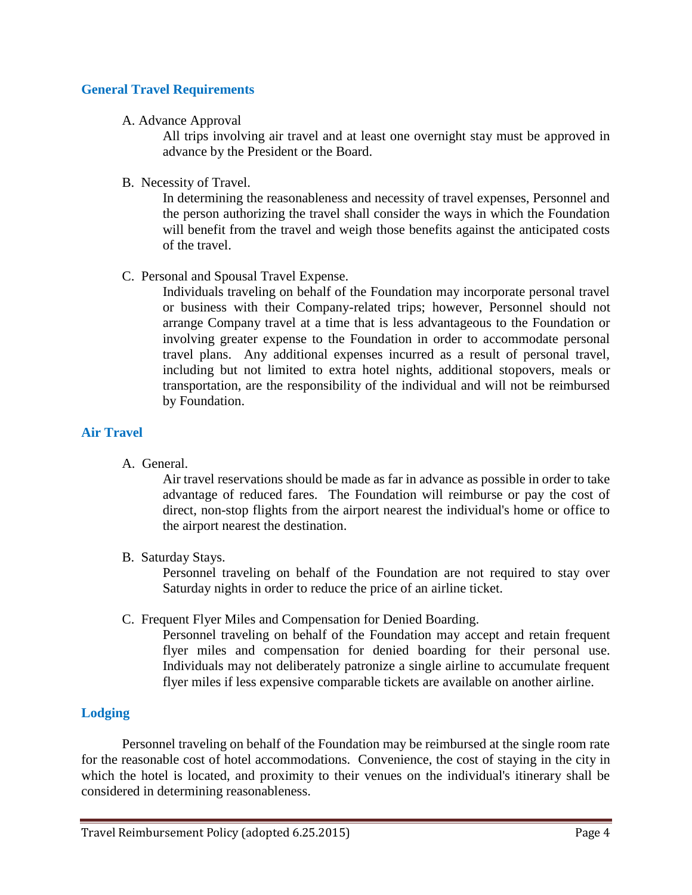## General Travel Requirements

A. Advance Approval

All trips involving air travel and at least one overnight stay must be approved in advance by the President or the Board.

B. Necessity of Travel.

In determining the reasonableness and necessity of travel expenses, Personnel and the person authorizing the travel shall consider the ways in which the Foundation will benefit from the travel and weigh those benefits against the anticipated costs of the travel.

C. Personal and Spousal Travel Expense.

Individuals traveling on behalf of the Foundation may incorporate personal travel or business with their Company-related trips; however, Personnel should not arrange Company travel at a time that is less advantageous to the Foundation or involving greater expense to the Foundation in order to accommodate personal travel plans. Any additional expenses incurred as a result of personal travel, including but not limited to extra hotel nights, additional stopovers, meals or transportation, are the responsibility of the individual and will not be reimbursed by Foundation.

## Air Travel

A. General.

Air travel reservations should be made as far in advance as possible in order to take advantage of reduced fares. The Foundation will reimburse or pay the cost of direct, non-stop flights from the airport nearest the individual's home or office to the airport nearest the destination.

B. Saturday Stays.

Personnel traveling on behalf of the Foundation are not required to stay over Saturday nights in order to reduce the price of an airline ticket.

C. Frequent Flyer Miles and Compensation for Denied Boarding.

Personnel traveling on behalf of the Foundation may accept and retain frequent flyer miles and compensation for denied boarding for their personal use. Individuals may not deliberately patronize a single airline to accumulate frequent flyer miles if less expensive comparable tickets are available on another airline.

## Lodging

Personnel traveling on behalf of the Foundation may be reimbursed at the single room rate for the reasonable cost of hotel accommodations. Convenience, the cost of staying in the city in which the hotel is located, and proximity to their venues on the individual's itinerary shall be considered in determining reasonableness.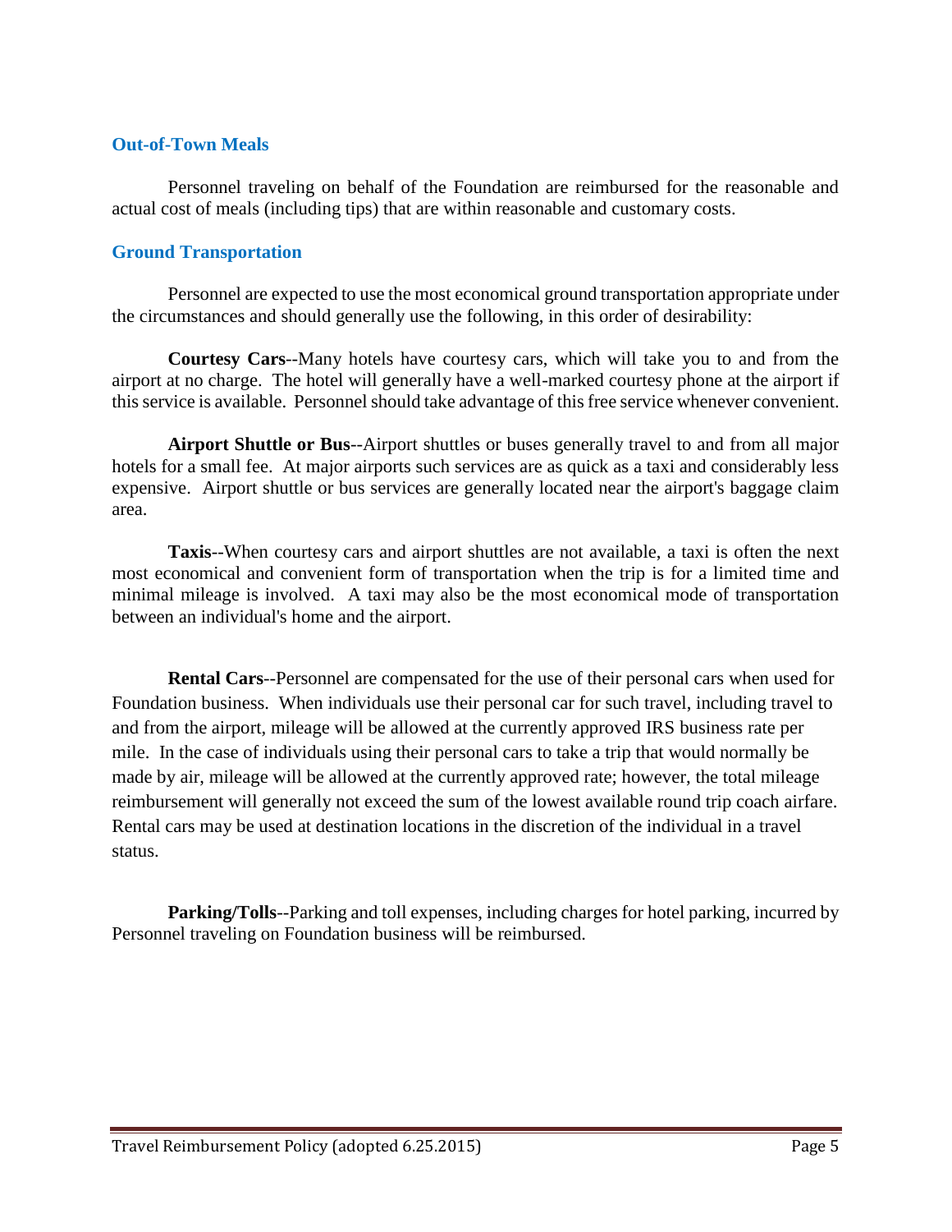## Out-of-Town Meals

Personnel traveling on behalf of the Foundation are reimbursed for the reasonable and actual cost of meals (including tips) that are within reasonable and customary costs.

## Ground Transportation

Personnel are expected to use the most economical ground transportation appropriate under the circumstances and should generally use the following, in this order of desirability:

**Courtesy Cars**--Many hotels have courtesy cars, which will take you to and from the airport at no charge. The hotel will generally have a well-marked courtesy phone at the airport if this service is available. Personnel should take advantage of this free service whenever convenient.

**Airport Shuttle or Bus**--Airport shuttles or buses generally travel to and from all major hotels for a small fee. At major airports such services are as quick as a taxi and considerably less expensive. Airport shuttle or bus services are generally located near the airport's baggage claim area.

**Taxis**--When courtesy cars and airport shuttles are not available, a taxi is often the next most economical and convenient form of transportation when the trip is for a limited time and minimal mileage is involved. A taxi may also be the most economical mode of transportation between an individual's home and the airport.

**Rental Cars**--Personnel are compensated for the use of their personal cars when used for Foundation business. When individuals use their personal car for such travel, including travel to and from the airport, mileage will be allowed at the currently approved IRS business rate per mile. In the case of individuals using their personal cars to take a trip that would normally be made by air, mileage will be allowed at the currently approved rate; however, the total mileage reimbursement will generally not exceed the sum of the lowest available round trip coach airfare. Rental cars may be used at destination locations in the discretion of the individual in a travel status.

**Parking/Tolls**--Parking and toll expenses, including charges for hotel parking, incurred by Personnel traveling on Foundation business will be reimbursed.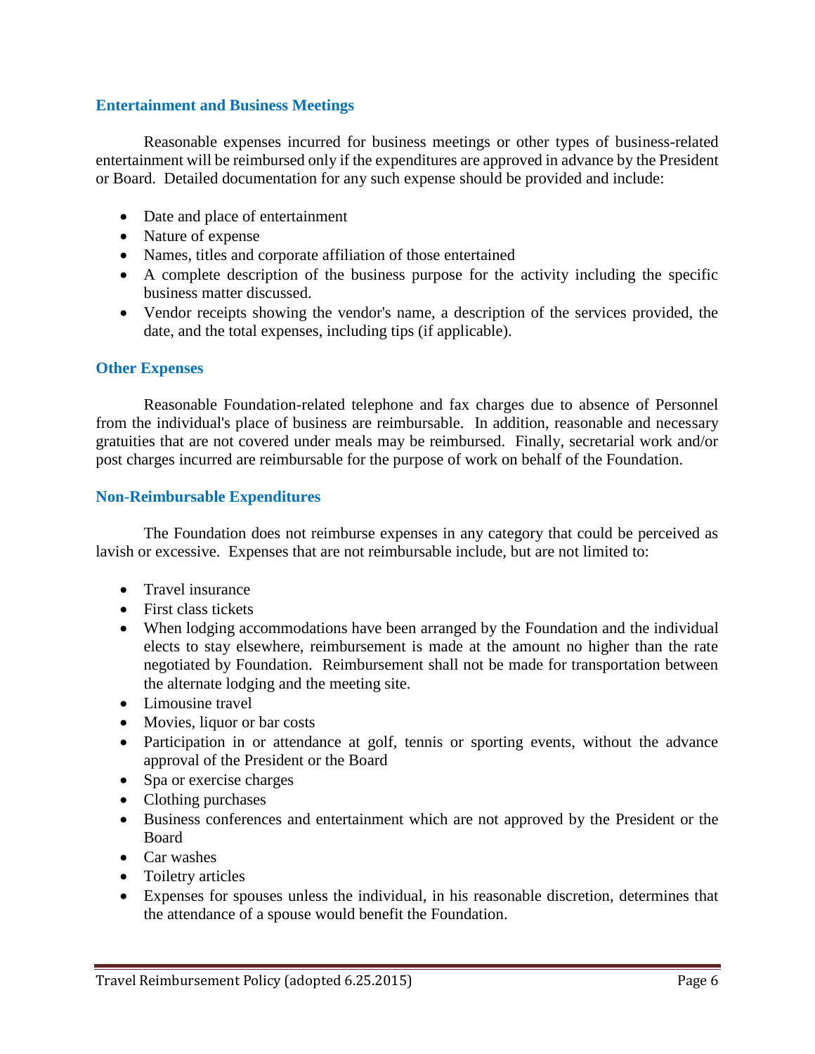### Entertainment and Business Meetings

Reasonable expenses incurred for business meetings or other types of business-related entertainment will be reimbursed only if the expenditures are approved in advance by the President or Board. Detailed documentation for any such expense should be provided and include:

- Date and place of entertainment
- Nature of expense
- Names, titles and corporate affiliation of those entertained
- A complete description of the business purpose for the activity including the specific business matter discussed.
- Vendor receipts showing the vendor's name, a description of the services provided, the date, and the total expenses, including tips (if applicable).

### Other Expenses

Reasonable Foundation-related telephone and fax charges due to absence of Personnel from the individual's place of business are reimbursable. In addition, reasonable and necessary gratuities that are not covered under meals may be reimbursed. Finally, secretarial work and/or post charges incurred are reimbursable for the purpose of work on behalf of the Foundation.

### Non-Reimbursable Expenditures

The Foundation does not reimburse expenses in any category that could be perceived as lavish or excessive. Expenses that are not reimbursable include, but are not limited to:

- Travel insurance
- First class tickets
- When lodging accommodations have been arranged by the Foundation and the individual elects to stay elsewhere, reimbursement is made at the amount no higher than the rate negotiated by Foundation. Reimbursement shall not be made for transportation between the alternate lodging and the meeting site.
- Limousine travel
- Movies, liquor or bar costs
- Participation in or attendance at golf, tennis or sporting events, without the advance approval of the President or the Board
- Spa or exercise charges
- Clothing purchases
- Business conferences and entertainment which are not approved by the President or the Board
- Car washes
- Toiletry articles
- Expenses for spouses unless the individual, in his reasonable discretion, determines that the attendance of a spouse would benefit the Foundation.